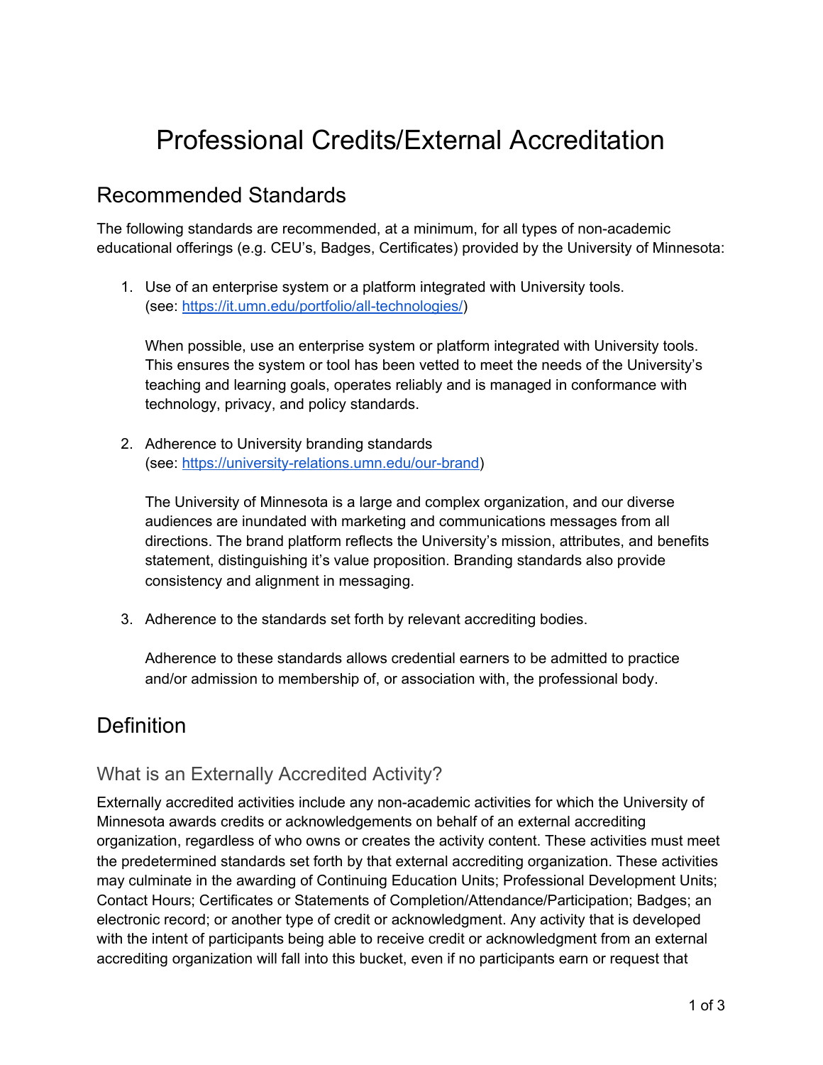# Professional Credits/External Accreditation

## Recommended Standards

The following standards are recommended, at a minimum, for all types of non-academic educational offerings (e.g. CEU's, Badges, Certificates) provided by the University of Minnesota:

1. Use of an enterprise system or a platform integrated with University tools. (see: [https://it.umn.edu/portfolio/all-technologies/](https://it.umn.edu/portfolio/all-technologies/))

   When possible, use an enterprise system or platform integrated with University tools. This ensures the system or tool has been vetted to meet the needs of the University's teaching and learning goals, operates reliably and is managed in conformance with technology, privacy, and policy standards.

2. Adherence to University branding standards (see: [https://university-relations.umn.edu/our-brand](https://university-relations.umn.edu/our-brand))

   The University of Minnesota is a large and complex organization, and our diverse audiences are inundated with marketing and communications messages from all directions. The brand platform reflects the University's mission, attributes, and benefits statement, distinguishing it's value proposition. Branding standards also provide consistency and alignment in messaging.

3. Adherence to the standards set forth by relevant accrediting bodies.

   Adherence to these standards allows credential earners to be admitted to practice and/or admission to membership of, or association with, the professional body.

## Definition

### What is an Externally Accredited Activity?

Externally accredited activities include any non-academic activities for which the University of Minnesota awards credits or acknowledgements on behalf of an external accrediting organization, regardless of who owns or creates the activity content. These activities must meet the predetermined standards set forth by that external accrediting organization. These activities may culminate in the awarding of Continuing Education Units; Professional Development Units; Contact Hours; Certificates or Statements of Completion/Attendance/Participation; Badges; an electronic record; or another type of credit or acknowledgment. Any activity that is developed with the intent of participants being able to receive credit or acknowledgment from an external accrediting organization will fall into this bucket, even if no participants earn or request that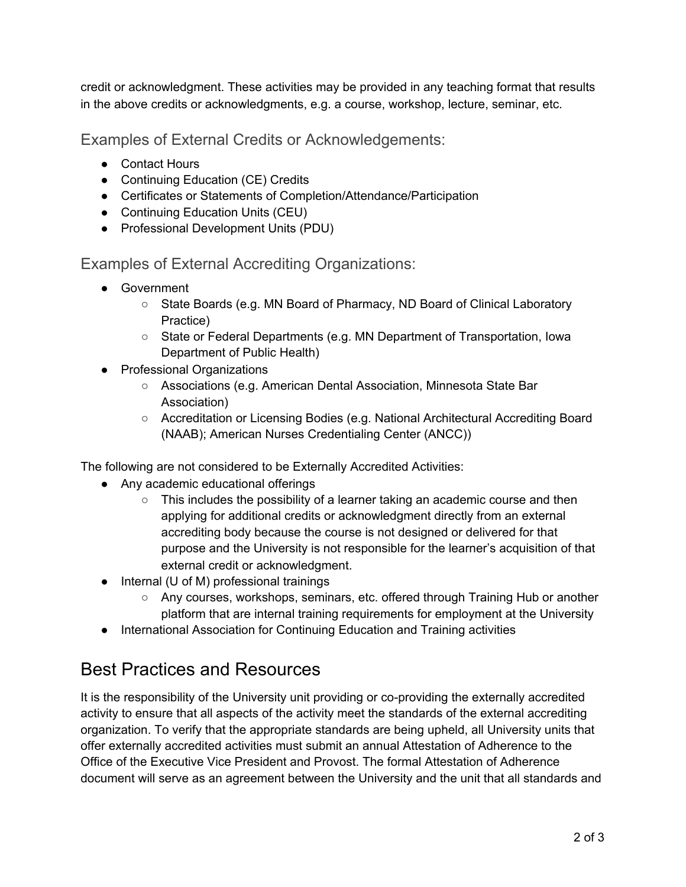credit or acknowledgment. These activities may be provided in any teaching format that results in the above credits or acknowledgments, e.g. a course, workshop, lecture, seminar, etc.

### Examples of External Credits or Acknowledgements:

- Contact Hours
- Continuing Education (CE) Credits
- Certificates or Statements of Completion/Attendance/Participation
- Continuing Education Units (CEU)
- Professional Development Units (PDU)

### Examples of External Accrediting Organizations:

- Government
  - State Boards (e.g. MN Board of Pharmacy, ND Board of Clinical Laboratory Practice)
  - State or Federal Departments (e.g. MN Department of Transportation, Iowa Department of Public Health)
- Professional Organizations
  - Associations (e.g. American Dental Association, Minnesota State Bar Association)
  - Accreditation or Licensing Bodies (e.g. National Architectural Accrediting Board (NAAB); American Nurses Credentialing Center (ANCC))

The following are not considered to be Externally Accredited Activities:

- Any academic educational offerings
  - This includes the possibility of a learner taking an academic course and then applying for additional credits or acknowledgment directly from an external accrediting body because the course is not designed or delivered for that purpose and the University is not responsible for the learner's acquisition of that external credit or acknowledgment.
- Internal (U of M) professional trainings
  - Any courses, workshops, seminars, etc. offered through Training Hub or another platform that are internal training requirements for employment at the University
- International Association for Continuing Education and Training activities

## Best Practices and Resources

It is the responsibility of the University unit providing or co-providing the externally accredited activity to ensure that all aspects of the activity meet the standards of the external accrediting organization. To verify that the appropriate standards are being upheld, all University units that offer externally accredited activities must submit an annual Attestation of Adherence to the Office of the Executive Vice President and Provost. The formal Attestation of Adherence document will serve as an agreement between the University and the unit that all standards and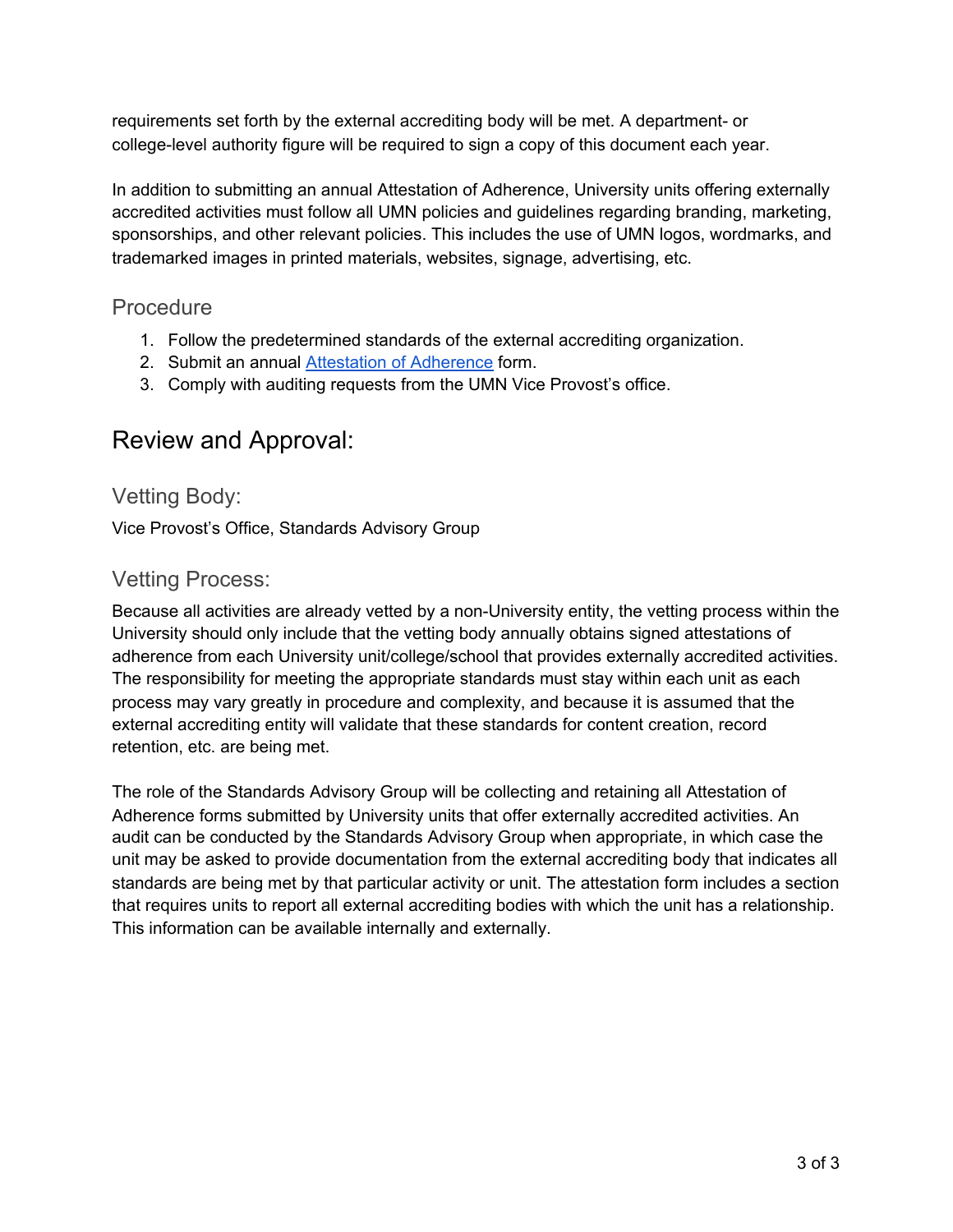requirements set forth by the external accrediting body will be met. A department- or college-level authority figure will be required to sign a copy of this document each year.

In addition to submitting an annual Attestation of Adherence, University units offering externally accredited activities must follow all UMN policies and guidelines regarding branding, marketing, sponsorships, and other relevant policies. This includes the use of UMN logos, wordmarks, and trademarked images in printed materials, websites, signage, advertising, etc.

### Procedure

1. Follow the predetermined standards of the external accrediting organization.
2. Submit an annual Attestation of Adherence form.
3. Comply with auditing requests from the UMN Vice Provost's office.

## Review and Approval:

### Vetting Body:

Vice Provost's Office, Standards Advisory Group

### Vetting Process:

Because all activities are already vetted by a non-University entity, the vetting process within the University should only include that the vetting body annually obtains signed attestations of adherence from each University unit/college/school that provides externally accredited activities. The responsibility for meeting the appropriate standards must stay within each unit as each process may vary greatly in procedure and complexity, and because it is assumed that the external accrediting entity will validate that these standards for content creation, record retention, etc. are being met.

The role of the Standards Advisory Group will be collecting and retaining all Attestation of Adherence forms submitted by University units that offer externally accredited activities. An audit can be conducted by the Standards Advisory Group when appropriate, in which case the unit may be asked to provide documentation from the external accrediting body that indicates all standards are being met by that particular activity or unit. The attestation form includes a section that requires units to report all external accrediting bodies with which the unit has a relationship. This information can be available internally and externally.